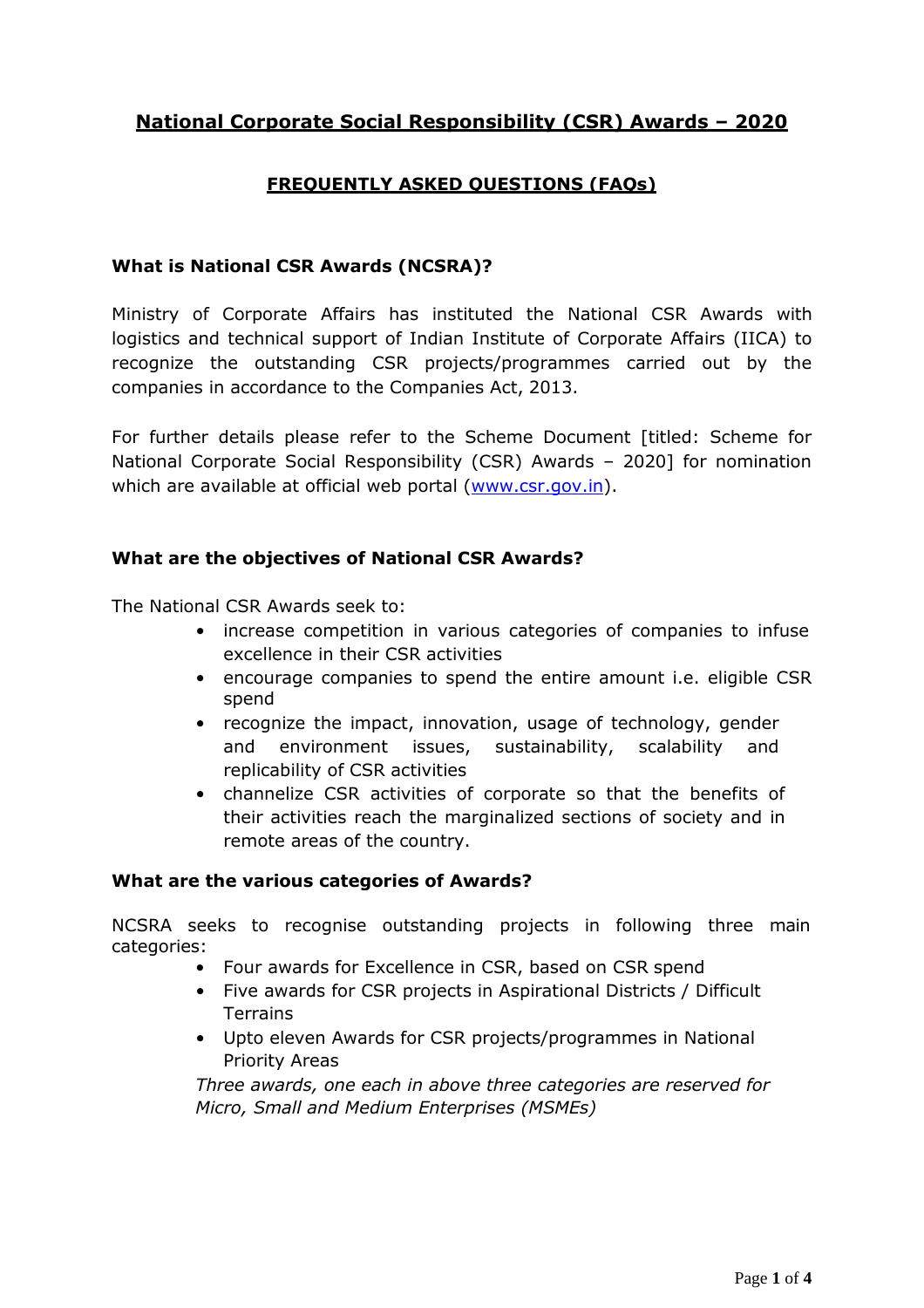# National Corporate Social Responsibility (CSR) Awards – 2020

## FREQUENTLY ASKED QUESTIONS (FAQs)

**What is National CSR Awards (NCSRA)?**

Ministry of Corporate Affairs has instituted the National CSR Awards with logistics and technical support of Indian Institute of Corporate Affairs (IICA) to recognize the outstanding CSR projects/programmes carried out by the companies in accordance to the Companies Act, 2013.

For further details please refer to the Scheme Document [titled: Scheme for National Corporate Social Responsibility (CSR) Awards – 2020] for nomination which are available at official web portal (www.csr.gov.in).

**What are the objectives of National CSR Awards?**

The National CSR Awards seek to:

- increase competition in various categories of companies to infuse excellence in their CSR activities
- encourage companies to spend the entire amount i.e. eligible CSR spend
- recognize the impact, innovation, usage of technology, gender and environment issues, sustainability, scalability and replicability of CSR activities
- channelize CSR activities of corporate so that the benefits of their activities reach the marginalized sections of society and in remote areas of the country.

**What are the various categories of Awards?**

NCSRA seeks to recognise outstanding projects in following three main categories:

- Four awards for Excellence in CSR, based on CSR spend
- Five awards for CSR projects in Aspirational Districts / Difficult Terrains
- Upto eleven Awards for CSR projects/programmes in National Priority Areas

*Three awards, one each in above three categories are reserved for Micro, Small and Medium Enterprises (MSMEs)*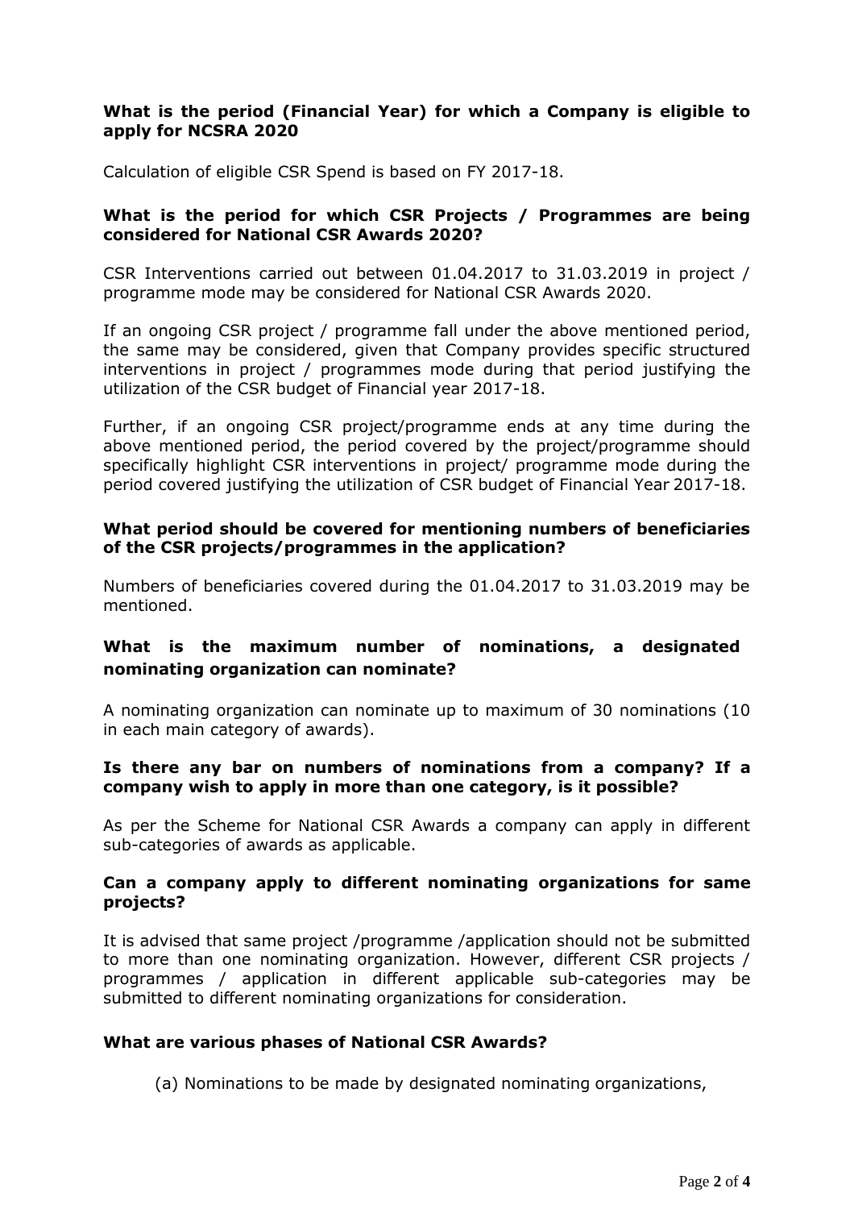**What is the period (Financial Year) for which a Company is eligible to apply for NCSRA 2020**

Calculation of eligible CSR Spend is based on FY 2017-18.

**What is the period for which CSR Projects / Programmes are being considered for National CSR Awards 2020?**

CSR Interventions carried out between 01.04.2017 to 31.03.2019 in project / programme mode may be considered for National CSR Awards 2020.

If an ongoing CSR project / programme fall under the above mentioned period, the same may be considered, given that Company provides specific structured interventions in project / programmes mode during that period justifying the utilization of the CSR budget of Financial year 2017-18.

Further, if an ongoing CSR project/programme ends at any time during the above mentioned period, the period covered by the project/programme should specifically highlight CSR interventions in project/ programme mode during the period covered justifying the utilization of CSR budget of Financial Year 2017-18.

**What period should be covered for mentioning numbers of beneficiaries of the CSR projects/programmes in the application?**

Numbers of beneficiaries covered during the 01.04.2017 to 31.03.2019 may be mentioned.

**What is the maximum number of nominations, a designated nominating organization can nominate?**

A nominating organization can nominate up to maximum of 30 nominations (10 in each main category of awards).

**Is there any bar on numbers of nominations from a company? If a company wish to apply in more than one category, is it possible?**

As per the Scheme for National CSR Awards a company can apply in different sub-categories of awards as applicable.

**Can a company apply to different nominating organizations for same projects?**

It is advised that same project /programme /application should not be submitted to more than one nominating organization. However, different CSR projects / programmes / application in different applicable sub-categories may be submitted to different nominating organizations for consideration.

**What are various phases of National CSR Awards?**

(a) Nominations to be made by designated nominating organizations,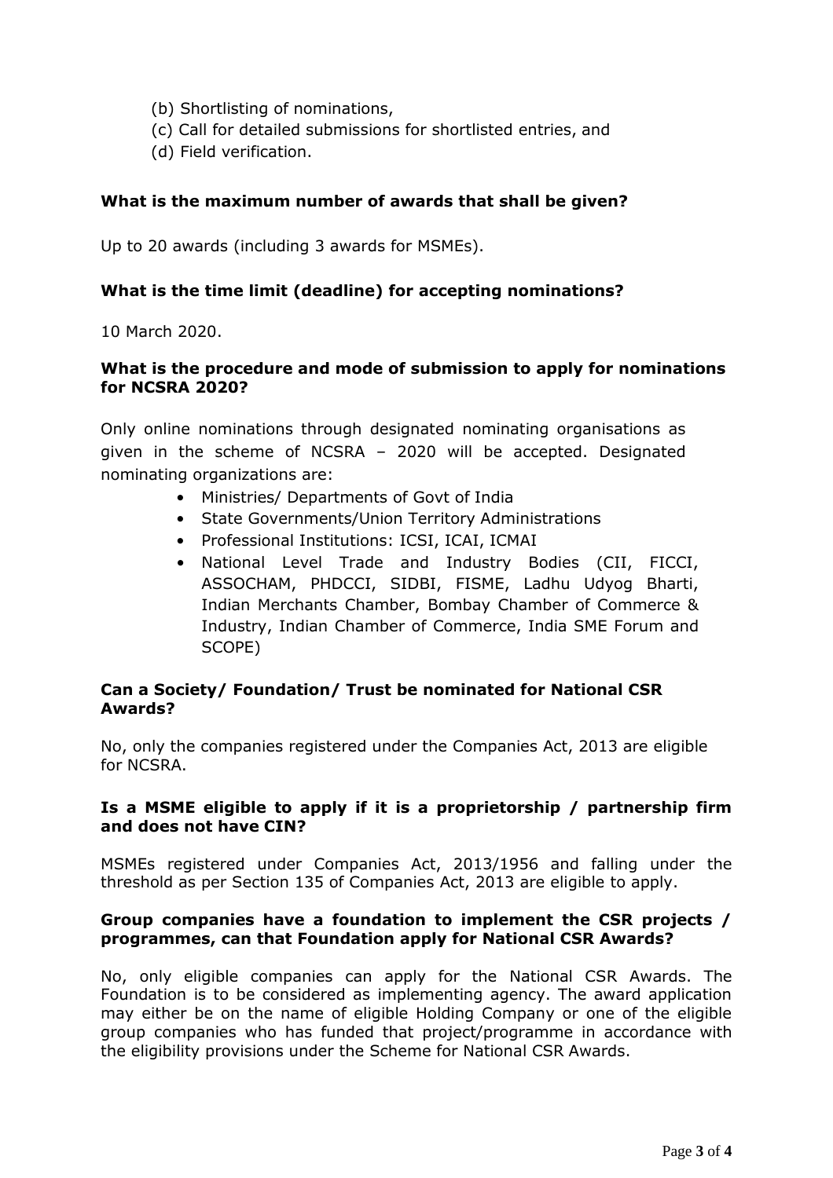(b) Shortlisting of nominations,
(c) Call for detailed submissions for shortlisted entries, and
(d) Field verification.

**What is the maximum number of awards that shall be given?**

Up to 20 awards (including 3 awards for MSMEs).

**What is the time limit (deadline) for accepting nominations?**

10 March 2020.

**What is the procedure and mode of submission to apply for nominations for NCSRA 2020?**

Only online nominations through designated nominating organisations as given in the scheme of NCSRA – 2020 will be accepted. Designated nominating organizations are:

- Ministries/ Departments of Govt of India
- State Governments/Union Territory Administrations
- Professional Institutions: ICSI, ICAI, ICMAI
- National Level Trade and Industry Bodies (CII, FICCI, ASSOCHAM, PHDCCI, SIDBI, FISME, Ladhu Udyog Bharti, Indian Merchants Chamber, Bombay Chamber of Commerce & Industry, Indian Chamber of Commerce, India SME Forum and SCOPE)

**Can a Society/ Foundation/ Trust be nominated for National CSR Awards?**

No, only the companies registered under the Companies Act, 2013 are eligible for NCSRA.

**Is a MSME eligible to apply if it is a proprietorship / partnership firm and does not have CIN?**

MSMEs registered under Companies Act, 2013/1956 and falling under the threshold as per Section 135 of Companies Act, 2013 are eligible to apply.

**Group companies have a foundation to implement the CSR projects / programmes, can that Foundation apply for National CSR Awards?**

No, only eligible companies can apply for the National CSR Awards. The Foundation is to be considered as implementing agency. The award application may either be on the name of eligible Holding Company or one of the eligible group companies who has funded that project/programme in accordance with the eligibility provisions under the Scheme for National CSR Awards.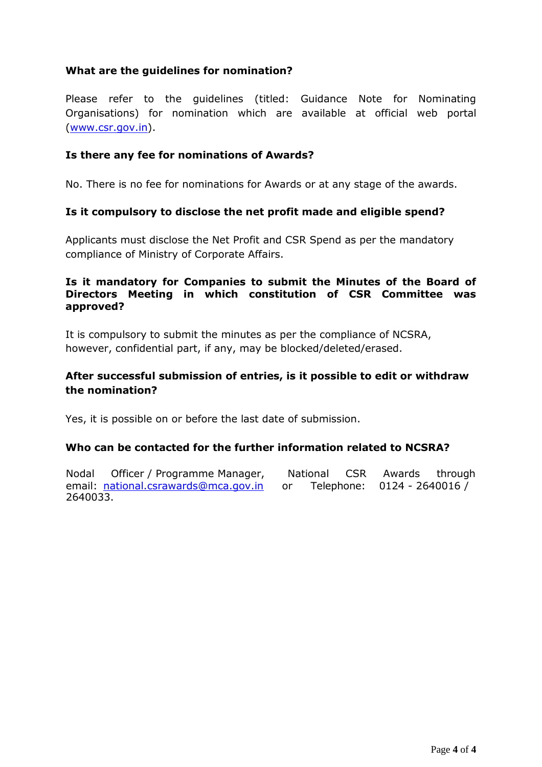**What are the guidelines for nomination?**

Please refer to the guidelines (titled: Guidance Note for Nominating Organisations) for nomination which are available at official web portal (www.csr.gov.in).

**Is there any fee for nominations of Awards?**

No. There is no fee for nominations for Awards or at any stage of the awards.

**Is it compulsory to disclose the net profit made and eligible spend?**

Applicants must disclose the Net Profit and CSR Spend as per the mandatory compliance of Ministry of Corporate Affairs.

**Is it mandatory for Companies to submit the Minutes of the Board of Directors Meeting in which constitution of CSR Committee was approved?**

It is compulsory to submit the minutes as per the compliance of NCSRA, however, confidential part, if any, may be blocked/deleted/erased.

**After successful submission of entries, is it possible to edit or withdraw the nomination?**

Yes, it is possible on or before the last date of submission.

**Who can be contacted for the further information related to NCSRA?**

Nodal Officer / Programme Manager, National CSR Awards through email: national.csrawards@mca.gov.in or Telephone: 0124 - 2640016 / 2640033.